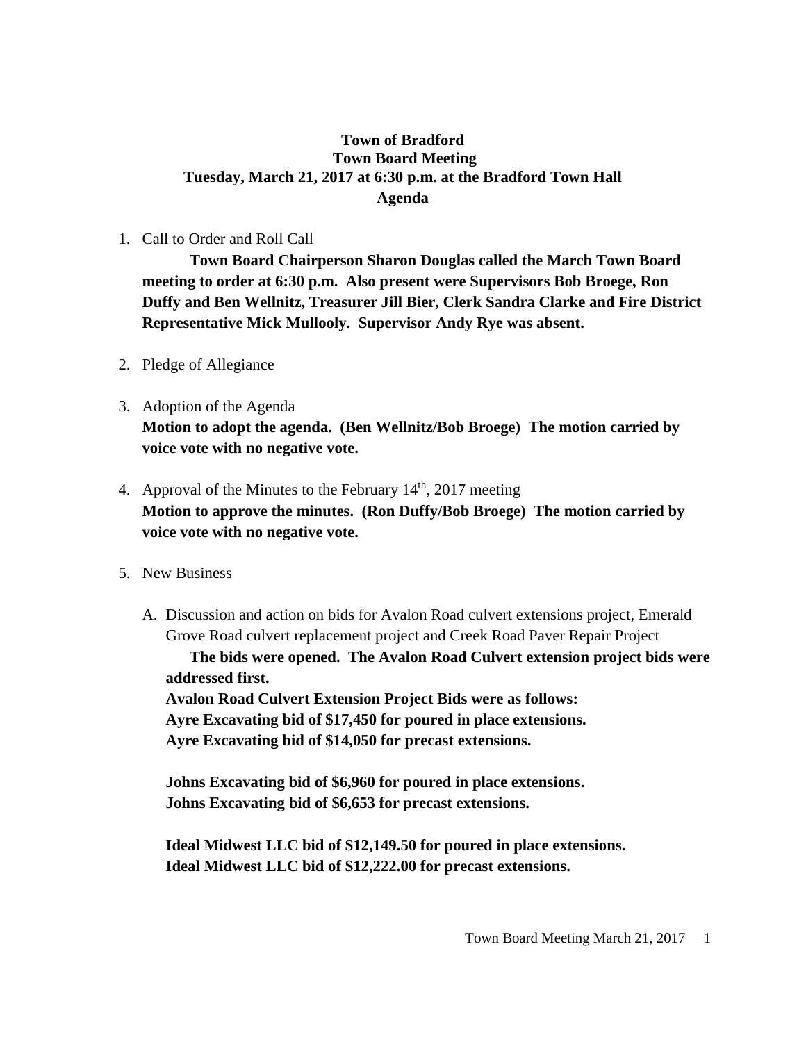**Town of Bradford**
**Town Board Meeting**
**Tuesday, March 21, 2017 at 6:30 p.m. at the Bradford Town Hall**
**Agenda**

1. Call to Order and Roll Call

   **Town Board Chairperson Sharon Douglas called the March Town Board meeting to order at 6:30 p.m. Also present were Supervisors Bob Broege, Ron Duffy and Ben Wellnitz, Treasurer Jill Bier, Clerk Sandra Clarke and Fire District Representative Mick Mullooly. Supervisor Andy Rye was absent.**

2. Pledge of Allegiance

3. Adoption of the Agenda

   **Motion to adopt the agenda. (Ben Wellnitz/Bob Broege) The motion carried by voice vote with no negative vote.**

4. Approval of the Minutes to the February 14th, 2017 meeting

   **Motion to approve the minutes. (Ron Duffy/Bob Broege) The motion carried by voice vote with no negative vote.**

5. New Business

   A. Discussion and action on bids for Avalon Road culvert extensions project, Emerald Grove Road culvert replacement project and Creek Road Paver Repair Project

      **The bids were opened. The Avalon Road Culvert extension project bids were addressed first.**

      **Avalon Road Culvert Extension Project Bids were as follows:**
      **Ayre Excavating bid of $17,450 for poured in place extensions.**
      **Ayre Excavating bid of $14,050 for precast extensions.**

      **Johns Excavating bid of $6,960 for poured in place extensions.**
      **Johns Excavating bid of $6,653 for precast extensions.**

      **Ideal Midwest LLC bid of $12,149.50 for poured in place extensions.**
      **Ideal Midwest LLC bid of $12,222.00 for precast extensions.**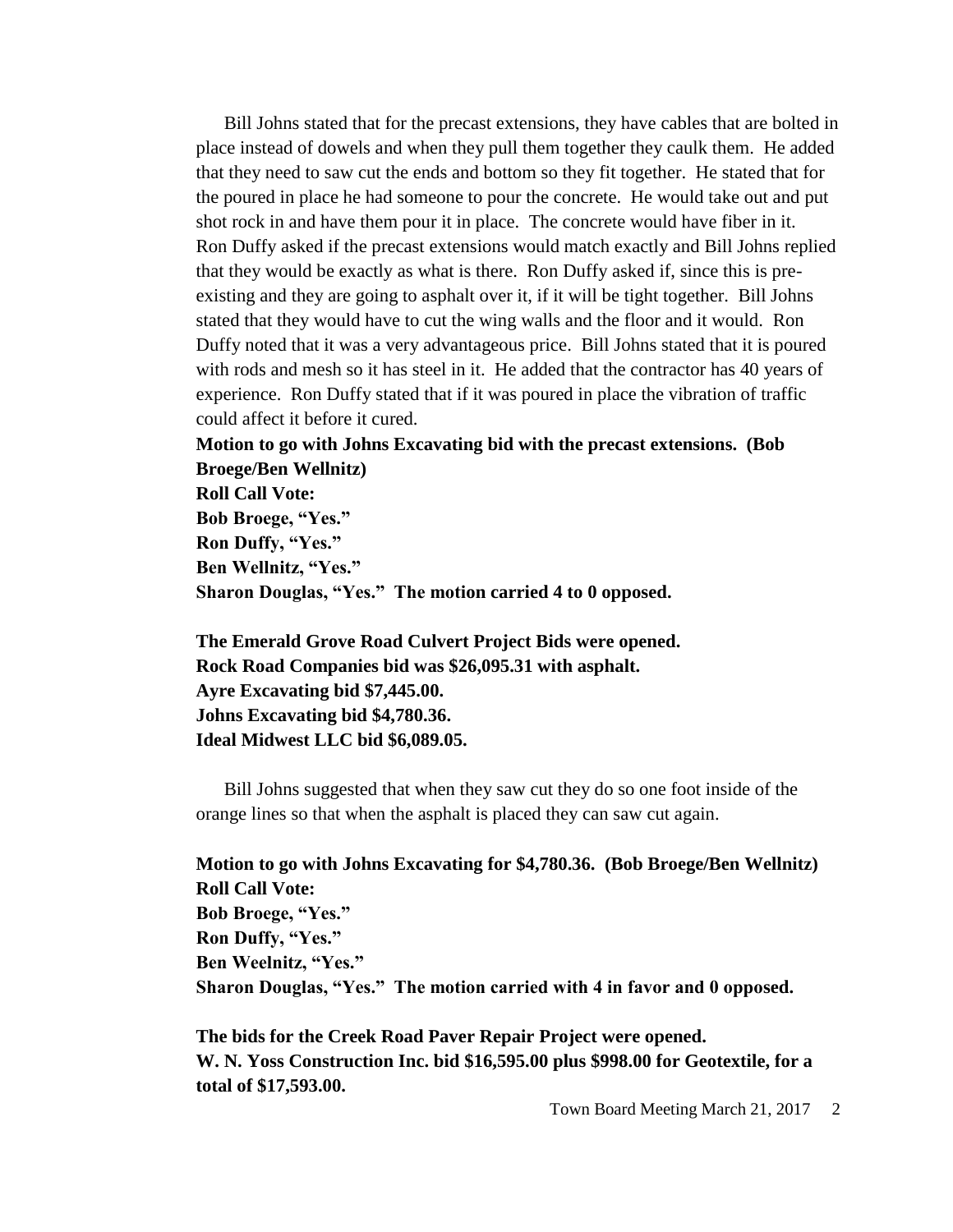Bill Johns stated that for the precast extensions, they have cables that are bolted in place instead of dowels and when they pull them together they caulk them. He added that they need to saw cut the ends and bottom so they fit together. He stated that for the poured in place he had someone to pour the concrete. He would take out and put shot rock in and have them pour it in place. The concrete would have fiber in it. Ron Duffy asked if the precast extensions would match exactly and Bill Johns replied that they would be exactly as what is there. Ron Duffy asked if, since this is pre-existing and they are going to asphalt over it, if it will be tight together. Bill Johns stated that they would have to cut the wing walls and the floor and it would. Ron Duffy noted that it was a very advantageous price. Bill Johns stated that it is poured with rods and mesh so it has steel in it. He added that the contractor has 40 years of experience. Ron Duffy stated that if it was poured in place the vibration of traffic could affect it before it cured.

**Motion to go with Johns Excavating bid with the precast extensions. (Bob Broege/Ben Wellnitz)**
**Roll Call Vote:**
**Bob Broege, "Yes."**
**Ron Duffy, "Yes."**
**Ben Wellnitz, "Yes."**
**Sharon Douglas, "Yes." The motion carried 4 to 0 opposed.**

**The Emerald Grove Road Culvert Project Bids were opened.**
**Rock Road Companies bid was $26,095.31 with asphalt.**
**Ayre Excavating bid $7,445.00.**
**Johns Excavating bid $4,780.36.**
**Ideal Midwest LLC bid $6,089.05.**

Bill Johns suggested that when they saw cut they do so one foot inside of the orange lines so that when the asphalt is placed they can saw cut again.

**Motion to go with Johns Excavating for $4,780.36. (Bob Broege/Ben Wellnitz)**
**Roll Call Vote:**
**Bob Broege, "Yes."**
**Ron Duffy, "Yes."**
**Ben Weelnitz, "Yes."**
**Sharon Douglas, "Yes." The motion carried with 4 in favor and 0 opposed.**

**The bids for the Creek Road Paver Repair Project were opened.**
**W. N. Yoss Construction Inc. bid $16,595.00 plus $998.00 for Geotextile, for a total of $17,593.00.**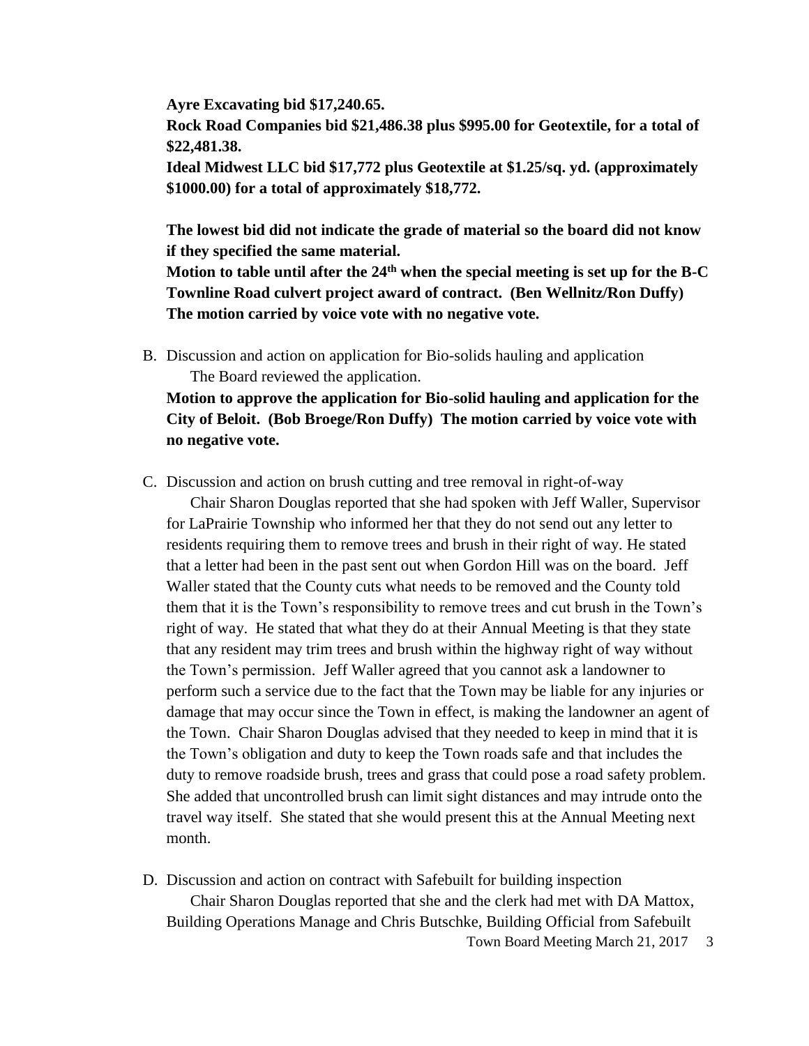**Ayre Excavating bid $17,240.65.**
**Rock Road Companies bid $21,486.38 plus $995.00 for Geotextile, for a total of $22,481.38.**
**Ideal Midwest LLC bid $17,772 plus Geotextile at $1.25/sq. yd. (approximately $1000.00) for a total of approximately $18,772.**

**The lowest bid did not indicate the grade of material so the board did not know if they specified the same material.**
**Motion to table until after the 24th when the special meeting is set up for the B-C Townline Road culvert project award of contract. (Ben Wellnitz/Ron Duffy) The motion carried by voice vote with no negative vote.**

B. Discussion and action on application for Bio-solids hauling and application
   The Board reviewed the application.
   **Motion to approve the application for Bio-solid hauling and application for the City of Beloit. (Bob Broege/Ron Duffy) The motion carried by voice vote with no negative vote.**

C. Discussion and action on brush cutting and tree removal in right-of-way
   Chair Sharon Douglas reported that she had spoken with Jeff Waller, Supervisor for LaPrairie Township who informed her that they do not send out any letter to residents requiring them to remove trees and brush in their right of way. He stated that a letter had been in the past sent out when Gordon Hill was on the board. Jeff Waller stated that the County cuts what needs to be removed and the County told them that it is the Town's responsibility to remove trees and cut brush in the Town's right of way. He stated that what they do at their Annual Meeting is that they state that any resident may trim trees and brush within the highway right of way without the Town's permission. Jeff Waller agreed that you cannot ask a landowner to perform such a service due to the fact that the Town may be liable for any injuries or damage that may occur since the Town in effect, is making the landowner an agent of the Town. Chair Sharon Douglas advised that they needed to keep in mind that it is the Town's obligation and duty to keep the Town roads safe and that includes the duty to remove roadside brush, trees and grass that could pose a road safety problem. She added that uncontrolled brush can limit sight distances and may intrude onto the travel way itself. She stated that she would present this at the Annual Meeting next month.

D. Discussion and action on contract with Safebuilt for building inspection
   Chair Sharon Douglas reported that she and the clerk had met with DA Mattox, Building Operations Manage and Chris Butschke, Building Official from Safebuilt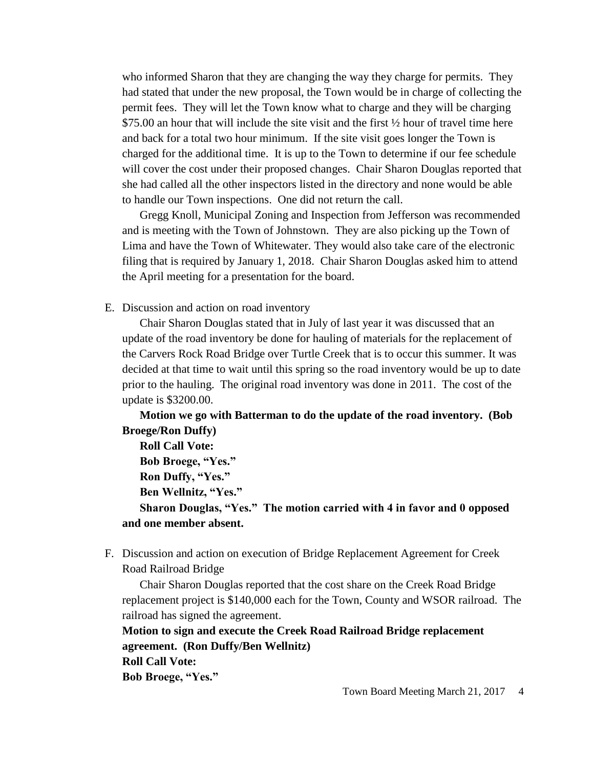who informed Sharon that they are changing the way they charge for permits. They had stated that under the new proposal, the Town would be in charge of collecting the permit fees. They will let the Town know what to charge and they will be charging $75.00 an hour that will include the site visit and the first ½ hour of travel time here and back for a total two hour minimum. If the site visit goes longer the Town is charged for the additional time. It is up to the Town to determine if our fee schedule will cover the cost under their proposed changes. Chair Sharon Douglas reported that she had called all the other inspectors listed in the directory and none would be able to handle our Town inspections. One did not return the call.

Gregg Knoll, Municipal Zoning and Inspection from Jefferson was recommended and is meeting with the Town of Johnstown. They are also picking up the Town of Lima and have the Town of Whitewater. They would also take care of the electronic filing that is required by January 1, 2018. Chair Sharon Douglas asked him to attend the April meeting for a presentation for the board.

E. Discussion and action on road inventory

Chair Sharon Douglas stated that in July of last year it was discussed that an update of the road inventory be done for hauling of materials for the replacement of the Carvers Rock Road Bridge over Turtle Creek that is to occur this summer. It was decided at that time to wait until this spring so the road inventory would be up to date prior to the hauling. The original road inventory was done in 2011. The cost of the update is $3200.00.

**Motion we go with Batterman to do the update of the road inventory. (Bob Broege/Ron Duffy)**

**Roll Call Vote:**

**Bob Broege, "Yes."**

**Ron Duffy, "Yes."**

**Ben Wellnitz, "Yes."**

**Sharon Douglas, "Yes." The motion carried with 4 in favor and 0 opposed and one member absent.**

F. Discussion and action on execution of Bridge Replacement Agreement for Creek Road Railroad Bridge

Chair Sharon Douglas reported that the cost share on the Creek Road Bridge replacement project is $140,000 each for the Town, County and WSOR railroad. The railroad has signed the agreement.

**Motion to sign and execute the Creek Road Railroad Bridge replacement agreement. (Ron Duffy/Ben Wellnitz)**

**Roll Call Vote:**

**Bob Broege, "Yes."**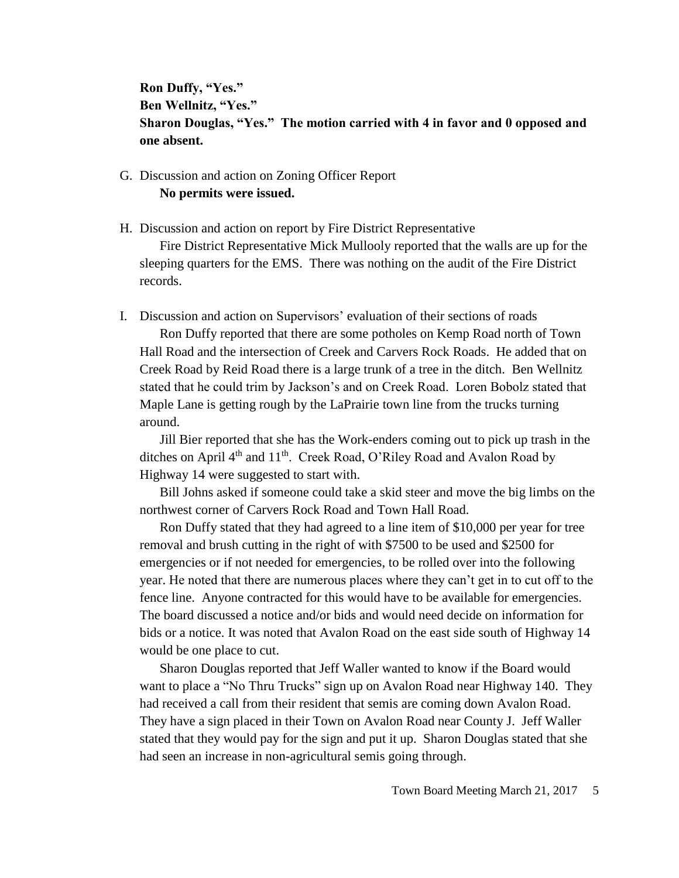**Ron Duffy, "Yes."**
**Ben Wellnitz, "Yes."**
**Sharon Douglas, "Yes." The motion carried with 4 in favor and 0 opposed and one absent.**

G. Discussion and action on Zoning Officer Report

**No permits were issued.**

H. Discussion and action on report by Fire District Representative

Fire District Representative Mick Mullooly reported that the walls are up for the sleeping quarters for the EMS. There was nothing on the audit of the Fire District records.

I. Discussion and action on Supervisors' evaluation of their sections of roads

Ron Duffy reported that there are some potholes on Kemp Road north of Town Hall Road and the intersection of Creek and Carvers Rock Roads. He added that on Creek Road by Reid Road there is a large trunk of a tree in the ditch. Ben Wellnitz stated that he could trim by Jackson's and on Creek Road. Loren Bobolz stated that Maple Lane is getting rough by the LaPrairie town line from the trucks turning around.

Jill Bier reported that she has the Work-enders coming out to pick up trash in the ditches on April 4th and 11th. Creek Road, O'Riley Road and Avalon Road by Highway 14 were suggested to start with.

Bill Johns asked if someone could take a skid steer and move the big limbs on the northwest corner of Carvers Rock Road and Town Hall Road.

Ron Duffy stated that they had agreed to a line item of $10,000 per year for tree removal and brush cutting in the right of with $7500 to be used and $2500 for emergencies or if not needed for emergencies, to be rolled over into the following year. He noted that there are numerous places where they can't get in to cut off to the fence line. Anyone contracted for this would have to be available for emergencies. The board discussed a notice and/or bids and would need decide on information for bids or a notice. It was noted that Avalon Road on the east side south of Highway 14 would be one place to cut.

Sharon Douglas reported that Jeff Waller wanted to know if the Board would want to place a "No Thru Trucks" sign up on Avalon Road near Highway 140. They had received a call from their resident that semis are coming down Avalon Road. They have a sign placed in their Town on Avalon Road near County J. Jeff Waller stated that they would pay for the sign and put it up. Sharon Douglas stated that she had seen an increase in non-agricultural semis going through.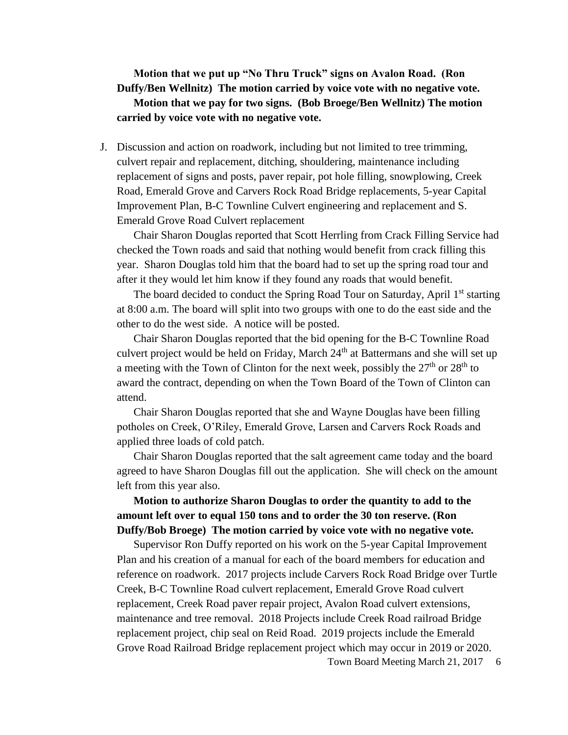**Motion that we put up "No Thru Truck" signs on Avalon Road. (Ron Duffy/Ben Wellnitz) The motion carried by voice vote with no negative vote.**

**Motion that we pay for two signs. (Bob Broege/Ben Wellnitz) The motion carried by voice vote with no negative vote.**

J. Discussion and action on roadwork, including but not limited to tree trimming, culvert repair and replacement, ditching, shouldering, maintenance including replacement of signs and posts, paver repair, pot hole filling, snowplowing, Creek Road, Emerald Grove and Carvers Rock Road Bridge replacements, 5-year Capital Improvement Plan, B-C Townline Culvert engineering and replacement and S. Emerald Grove Road Culvert replacement

Chair Sharon Douglas reported that Scott Herrling from Crack Filling Service had checked the Town roads and said that nothing would benefit from crack filling this year. Sharon Douglas told him that the board had to set up the spring road tour and after it they would let him know if they found any roads that would benefit.

The board decided to conduct the Spring Road Tour on Saturday, April 1st starting at 8:00 a.m. The board will split into two groups with one to do the east side and the other to do the west side. A notice will be posted.

Chair Sharon Douglas reported that the bid opening for the B-C Townline Road culvert project would be held on Friday, March 24th at Battermans and she will set up a meeting with the Town of Clinton for the next week, possibly the 27th or 28th to award the contract, depending on when the Town Board of the Town of Clinton can attend.

Chair Sharon Douglas reported that she and Wayne Douglas have been filling potholes on Creek, O'Riley, Emerald Grove, Larsen and Carvers Rock Roads and applied three loads of cold patch.

Chair Sharon Douglas reported that the salt agreement came today and the board agreed to have Sharon Douglas fill out the application. She will check on the amount left from this year also.

**Motion to authorize Sharon Douglas to order the quantity to add to the amount left over to equal 150 tons and to order the 30 ton reserve. (Ron Duffy/Bob Broege) The motion carried by voice vote with no negative vote.**

Supervisor Ron Duffy reported on his work on the 5-year Capital Improvement Plan and his creation of a manual for each of the board members for education and reference on roadwork. 2017 projects include Carvers Rock Road Bridge over Turtle Creek, B-C Townline Road culvert replacement, Emerald Grove Road culvert replacement, Creek Road paver repair project, Avalon Road culvert extensions, maintenance and tree removal. 2018 Projects include Creek Road railroad Bridge replacement project, chip seal on Reid Road. 2019 projects include the Emerald Grove Road Railroad Bridge replacement project which may occur in 2019 or 2020.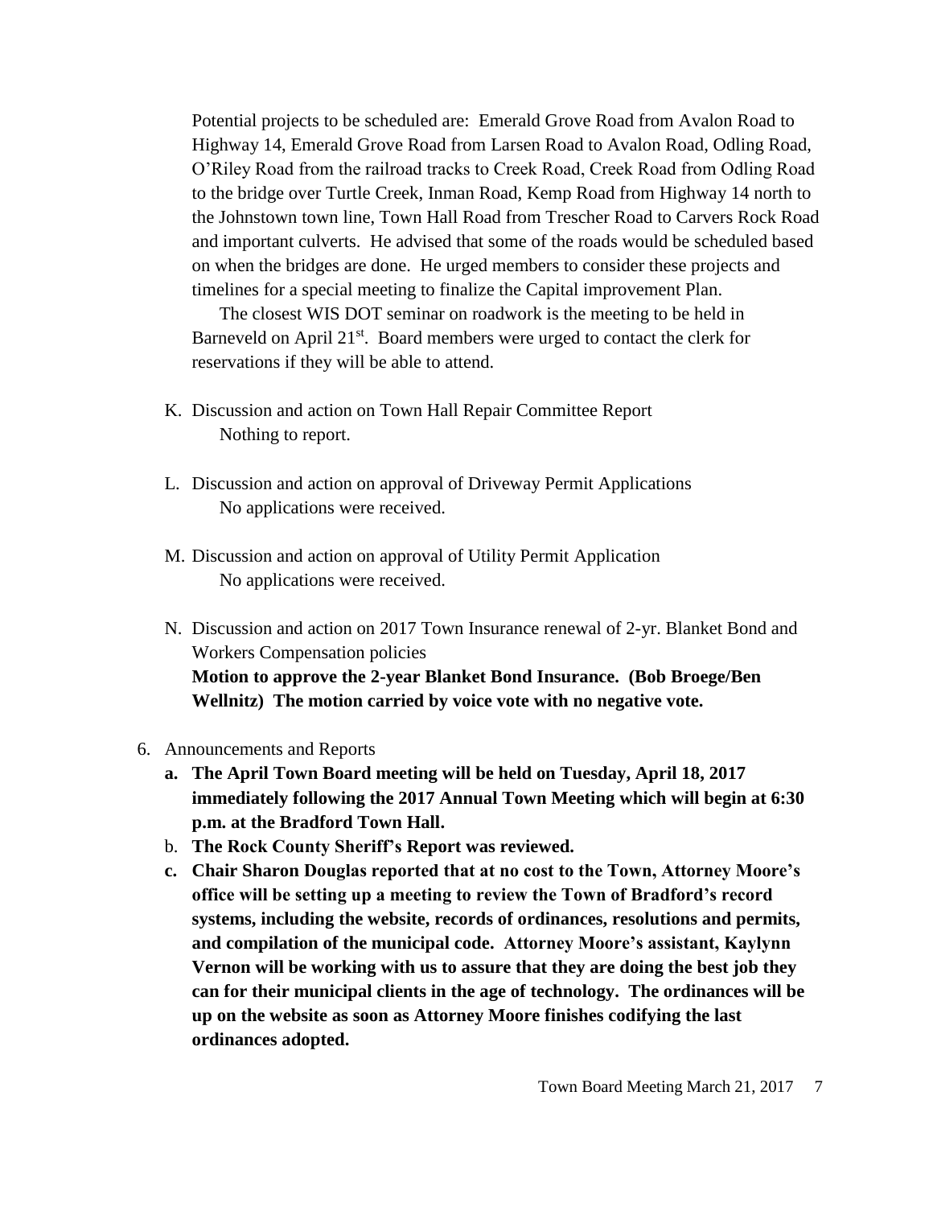Potential projects to be scheduled are: Emerald Grove Road from Avalon Road to Highway 14, Emerald Grove Road from Larsen Road to Avalon Road, Odling Road, O'Riley Road from the railroad tracks to Creek Road, Creek Road from Odling Road to the bridge over Turtle Creek, Inman Road, Kemp Road from Highway 14 north to the Johnstown town line, Town Hall Road from Trescher Road to Carvers Rock Road and important culverts. He advised that some of the roads would be scheduled based on when the bridges are done. He urged members to consider these projects and timelines for a special meeting to finalize the Capital improvement Plan.

The closest WIS DOT seminar on roadwork is the meeting to be held in Barneveld on April 21st. Board members were urged to contact the clerk for reservations if they will be able to attend.

K. Discussion and action on Town Hall Repair Committee Report
   Nothing to report.

L. Discussion and action on approval of Driveway Permit Applications
   No applications were received.

M. Discussion and action on approval of Utility Permit Application
   No applications were received.

N. Discussion and action on 2017 Town Insurance renewal of 2-yr. Blanket Bond and Workers Compensation policies
   **Motion to approve the 2-year Blanket Bond Insurance. (Bob Broege/Ben Wellnitz) The motion carried by voice vote with no negative vote.**

6. Announcements and Reports
   a. **The April Town Board meeting will be held on Tuesday, April 18, 2017 immediately following the 2017 Annual Town Meeting which will begin at 6:30 p.m. at the Bradford Town Hall.**
   b. **The Rock County Sheriff's Report was reviewed.**
   c. **Chair Sharon Douglas reported that at no cost to the Town, Attorney Moore's office will be setting up a meeting to review the Town of Bradford's record systems, including the website, records of ordinances, resolutions and permits, and compilation of the municipal code. Attorney Moore's assistant, Kaylynn Vernon will be working with us to assure that they are doing the best job they can for their municipal clients in the age of technology. The ordinances will be up on the website as soon as Attorney Moore finishes codifying the last ordinances adopted.**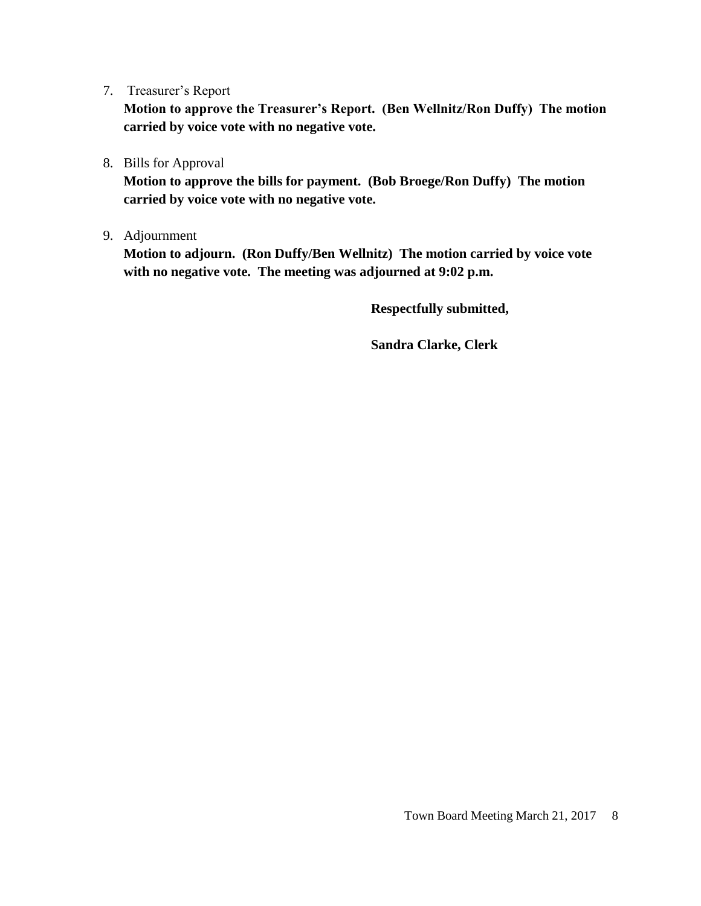7. Treasurer's Report
   **Motion to approve the Treasurer's Report. (Ben Wellnitz/Ron Duffy) The motion carried by voice vote with no negative vote.**

8. Bills for Approval
   **Motion to approve the bills for payment. (Bob Broege/Ron Duffy) The motion carried by voice vote with no negative vote.**

9. Adjournment
   **Motion to adjourn. (Ron Duffy/Ben Wellnitz) The motion carried by voice vote with no negative vote. The meeting was adjourned at 9:02 p.m.**

**Respectfully submitted,**

**Sandra Clarke, Clerk**